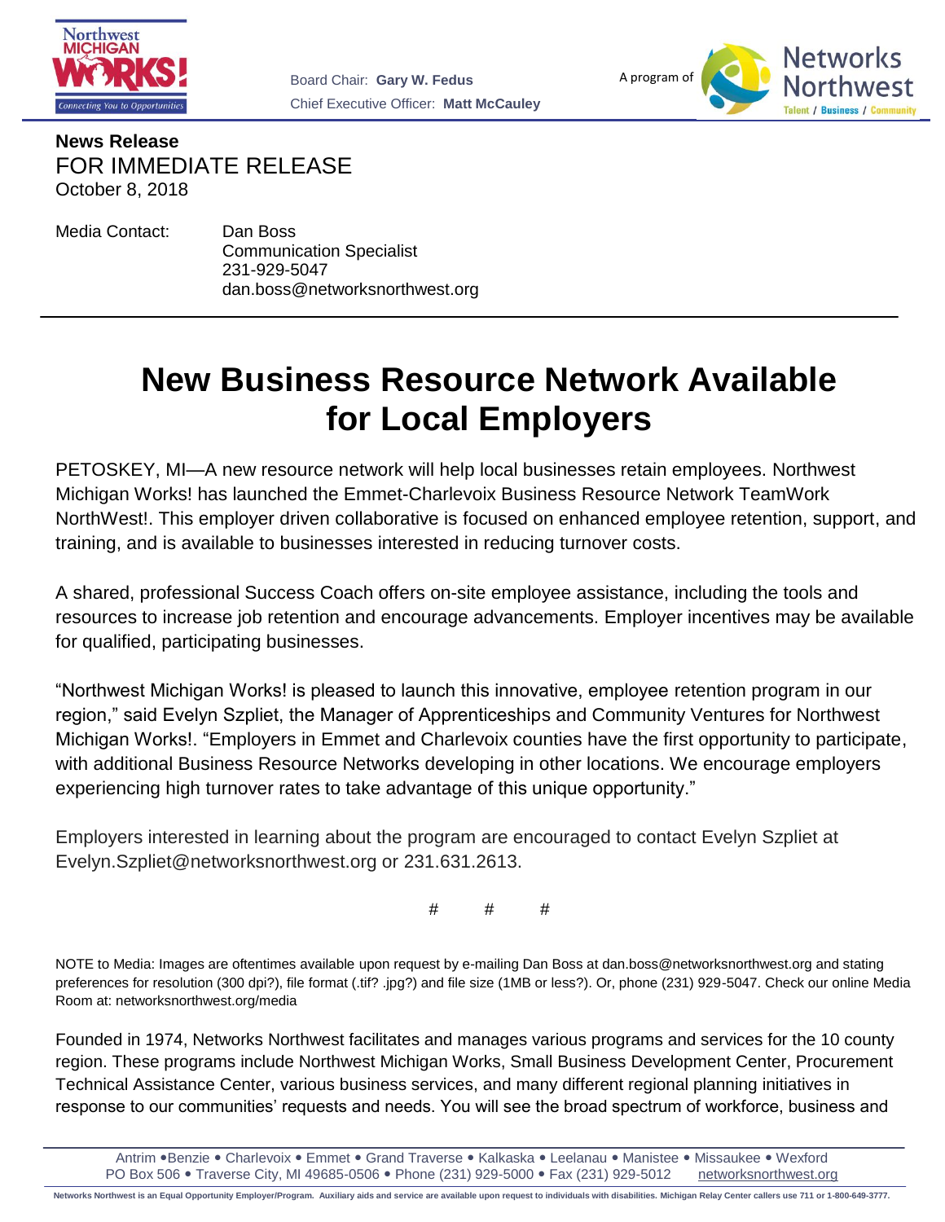Board Chair: **Gary W. Fedus**
Chief Executive Officer: **Matt McCauley**

A program of Networks Northwest

**News Release**
FOR IMMEDIATE RELEASE
October 8, 2018

Media Contact: Dan Boss
Communication Specialist
231-929-5047
dan.boss@networksnorthwest.org

# New Business Resource Network Available for Local Employers

PETOSKEY, MI—A new resource network will help local businesses retain employees. Northwest Michigan Works! has launched the Emmet-Charlevoix Business Resource Network TeamWork NorthWest!. This employer driven collaborative is focused on enhanced employee retention, support, and training, and is available to businesses interested in reducing turnover costs.

A shared, professional Success Coach offers on-site employee assistance, including the tools and resources to increase job retention and encourage advancements. Employer incentives may be available for qualified, participating businesses.

"Northwest Michigan Works! is pleased to launch this innovative, employee retention program in our region," said Evelyn Szpliet, the Manager of Apprenticeships and Community Ventures for Northwest Michigan Works!. "Employers in Emmet and Charlevoix counties have the first opportunity to participate, with additional Business Resource Networks developing in other locations. We encourage employers experiencing high turnover rates to take advantage of this unique opportunity."

Employers interested in learning about the program are encouraged to contact Evelyn Szpliet at Evelyn.Szpliet@networksnorthwest.org or 231.631.2613.

# # #

NOTE to Media: Images are oftentimes available upon request by e-mailing Dan Boss at dan.boss@networksnorthwest.org and stating preferences for resolution (300 dpi?), file format (.tif? .jpg?) and file size (1MB or less?). Or, phone (231) 929-5047. Check our online Media Room at: networksnorthwest.org/media

Founded in 1974, Networks Northwest facilitates and manages various programs and services for the 10 county region. These programs include Northwest Michigan Works, Small Business Development Center, Procurement Technical Assistance Center, various business services, and many different regional planning initiatives in response to our communities' requests and needs. You will see the broad spectrum of workforce, business and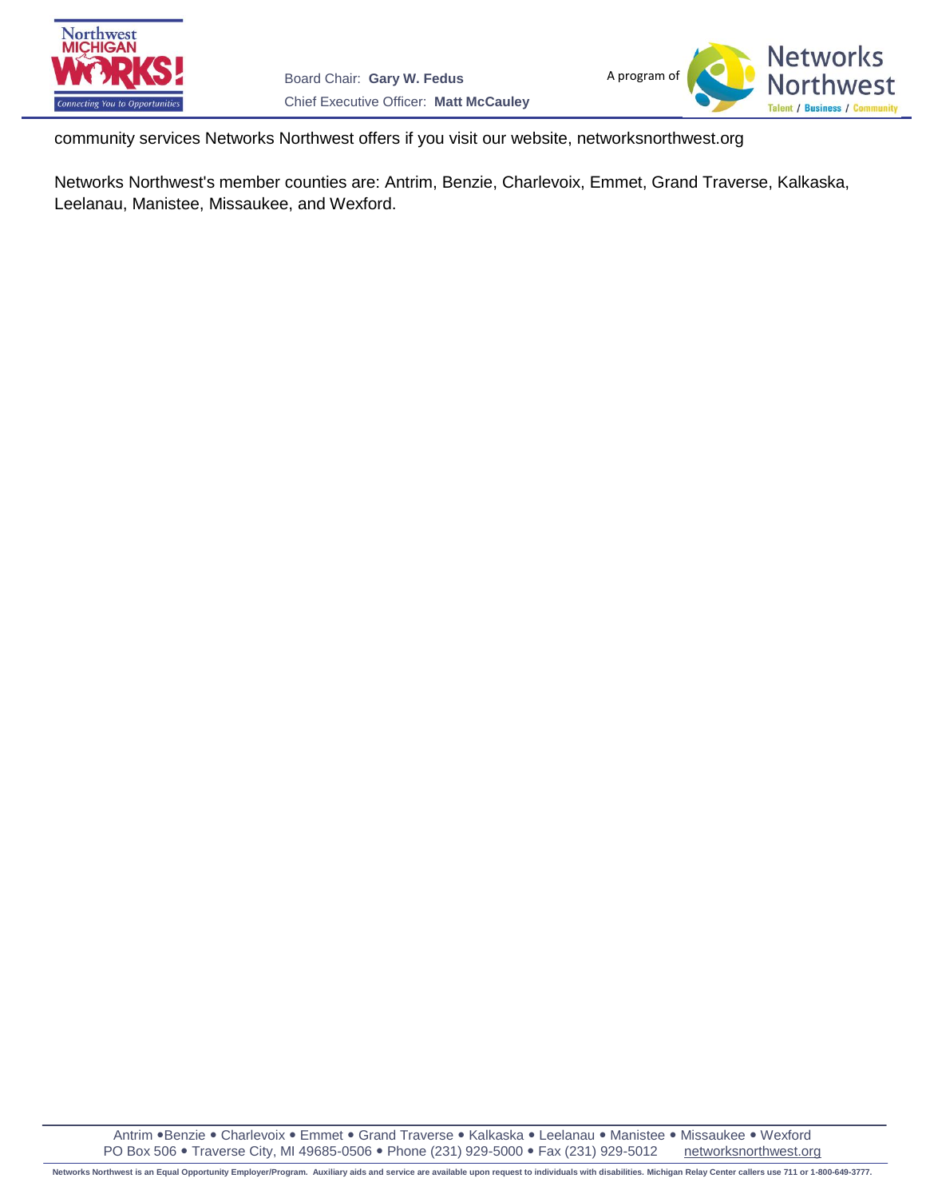community services Networks Northwest offers if you visit our website, networksnorthwest.org

Networks Northwest's member counties are: Antrim, Benzie, Charlevoix, Emmet, Grand Traverse, Kalkaska, Leelanau, Manistee, Missaukee, and Wexford.